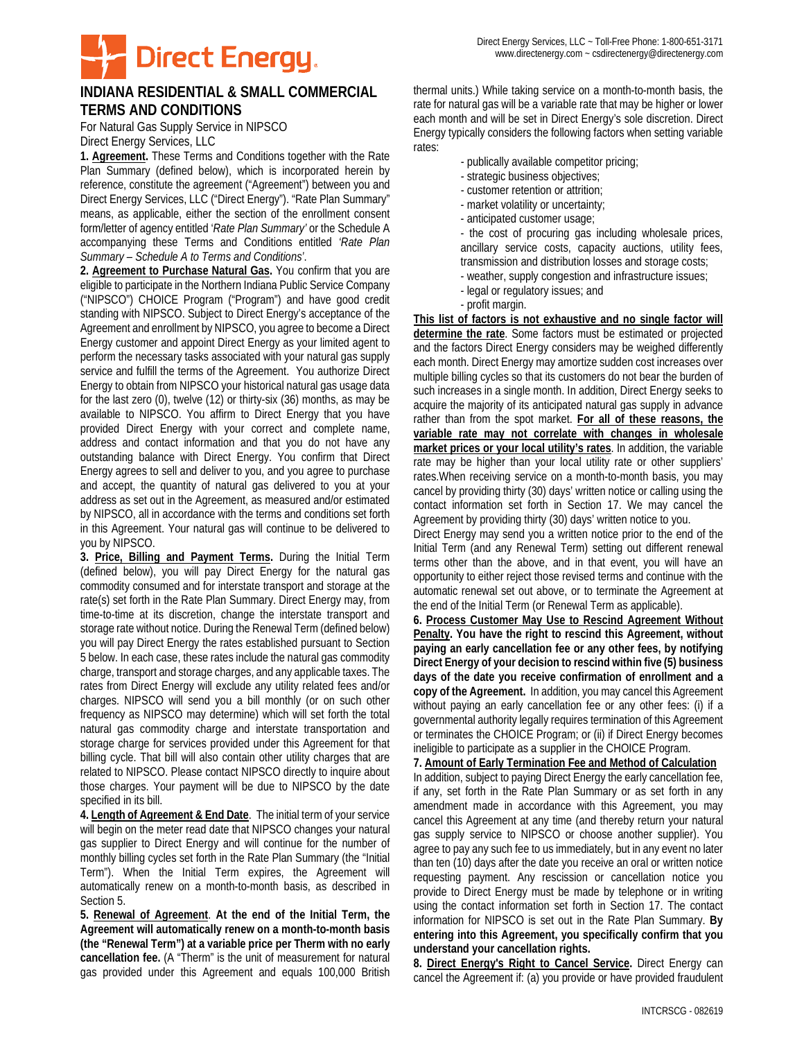Direct Energy Services, LLC ~ Toll-Free Phone: 1-800-651-3171
www.directenergy.com ~ csdirectenergy@directenergy.com

# INDIANA RESIDENTIAL & SMALL COMMERCIAL TERMS AND CONDITIONS

For Natural Gas Supply Service in NIPSCO
Direct Energy Services, LLC

**1. Agreement.** These Terms and Conditions together with the Rate Plan Summary (defined below), which is incorporated herein by reference, constitute the agreement ("Agreement") between you and Direct Energy Services, LLC ("Direct Energy"). "Rate Plan Summary" means, as applicable, either the section of the enrollment consent form/letter of agency entitled '*Rate Plan Summary'* or the Schedule A accompanying these Terms and Conditions entitled *'Rate Plan Summary – Schedule A to Terms and Conditions'*.

**2. Agreement to Purchase Natural Gas.** You confirm that you are eligible to participate in the Northern Indiana Public Service Company ("NIPSCO") CHOICE Program ("Program") and have good credit standing with NIPSCO. Subject to Direct Energy's acceptance of the Agreement and enrollment by NIPSCO, you agree to become a Direct Energy customer and appoint Direct Energy as your limited agent to perform the necessary tasks associated with your natural gas supply service and fulfill the terms of the Agreement. You authorize Direct Energy to obtain from NIPSCO your historical natural gas usage data for the last zero (0), twelve (12) or thirty-six (36) months, as may be available to NIPSCO. You affirm to Direct Energy that you have provided Direct Energy with your correct and complete name, address and contact information and that you do not have any outstanding balance with Direct Energy. You confirm that Direct Energy agrees to sell and deliver to you, and you agree to purchase and accept, the quantity of natural gas delivered to you at your address as set out in the Agreement, as measured and/or estimated by NIPSCO, all in accordance with the terms and conditions set forth in this Agreement. Your natural gas will continue to be delivered to you by NIPSCO.

**3. Price, Billing and Payment Terms.** During the Initial Term (defined below), you will pay Direct Energy for the natural gas commodity consumed and for interstate transport and storage at the rate(s) set forth in the Rate Plan Summary. Direct Energy may, from time-to-time at its discretion, change the interstate transport and storage rate without notice. During the Renewal Term (defined below) you will pay Direct Energy the rates established pursuant to Section 5 below. In each case, these rates include the natural gas commodity charge, transport and storage charges, and any applicable taxes. The rates from Direct Energy will exclude any utility related fees and/or charges. NIPSCO will send you a bill monthly (or on such other frequency as NIPSCO may determine) which will set forth the total natural gas commodity charge and interstate transportation and storage charge for services provided under this Agreement for that billing cycle. That bill will also contain other utility charges that are related to NIPSCO. Please contact NIPSCO directly to inquire about those charges. Your payment will be due to NIPSCO by the date specified in its bill.

**4. Length of Agreement & End Date**. The initial term of your service will begin on the meter read date that NIPSCO changes your natural gas supplier to Direct Energy and will continue for the number of monthly billing cycles set forth in the Rate Plan Summary (the "Initial Term"). When the Initial Term expires, the Agreement will automatically renew on a month-to-month basis, as described in Section 5.

**5. Renewal of Agreement**. **At the end of the Initial Term, the Agreement will automatically renew on a month-to-month basis (the "Renewal Term") at a variable price per Therm with no early cancellation fee.** (A "Therm" is the unit of measurement for natural gas provided under this Agreement and equals 100,000 British thermal units.) While taking service on a month-to-month basis, the rate for natural gas will be a variable rate that may be higher or lower each month and will be set in Direct Energy's sole discretion. Direct Energy typically considers the following factors when setting variable rates:

- publically available competitor pricing;
- strategic business objectives;
- customer retention or attrition;
- market volatility or uncertainty;
- anticipated customer usage;
- the cost of procuring gas including wholesale prices, ancillary service costs, capacity auctions, utility fees, transmission and distribution losses and storage costs;
- weather, supply congestion and infrastructure issues;
- legal or regulatory issues; and
- profit margin.

**This list of factors is not exhaustive and no single factor will determine the rate**. Some factors must be estimated or projected and the factors Direct Energy considers may be weighed differently each month. Direct Energy may amortize sudden cost increases over multiple billing cycles so that its customers do not bear the burden of such increases in a single month. In addition, Direct Energy seeks to acquire the majority of its anticipated natural gas supply in advance rather than from the spot market. **For all of these reasons, the variable rate may not correlate with changes in wholesale market prices or your local utility's rates**. In addition, the variable rate may be higher than your local utility rate or other suppliers' rates.When receiving service on a month-to-month basis, you may cancel by providing thirty (30) days' written notice or calling using the contact information set forth in Section 17. We may cancel the Agreement by providing thirty (30) days' written notice to you.

Direct Energy may send you a written notice prior to the end of the Initial Term (and any Renewal Term) setting out different renewal terms other than the above, and in that event, you will have an opportunity to either reject those revised terms and continue with the automatic renewal set out above, or to terminate the Agreement at the end of the Initial Term (or Renewal Term as applicable).

**6. Process Customer May Use to Rescind Agreement Without Penalty. You have the right to rescind this Agreement, without paying an early cancellation fee or any other fees, by notifying Direct Energy of your decision to rescind within five (5) business days of the date you receive confirmation of enrollment and a copy of the Agreement.** In addition, you may cancel this Agreement without paying an early cancellation fee or any other fees: (i) if a governmental authority legally requires termination of this Agreement or terminates the CHOICE Program; or (ii) if Direct Energy becomes ineligible to participate as a supplier in the CHOICE Program.

**7. Amount of Early Termination Fee and Method of Calculation**

In addition, subject to paying Direct Energy the early cancellation fee, if any, set forth in the Rate Plan Summary or as set forth in any amendment made in accordance with this Agreement, you may cancel this Agreement at any time (and thereby return your natural gas supply service to NIPSCO or choose another supplier). You agree to pay any such fee to us immediately, but in any event no later than ten (10) days after the date you receive an oral or written notice requesting payment. Any rescission or cancellation notice you provide to Direct Energy must be made by telephone or in writing using the contact information set forth in Section 17. The contact information for NIPSCO is set out in the Rate Plan Summary. **By entering into this Agreement, you specifically confirm that you understand your cancellation rights.**

**8. Direct Energy's Right to Cancel Service.** Direct Energy can cancel the Agreement if: (a) you provide or have provided fraudulent

INTCRSCG - 082619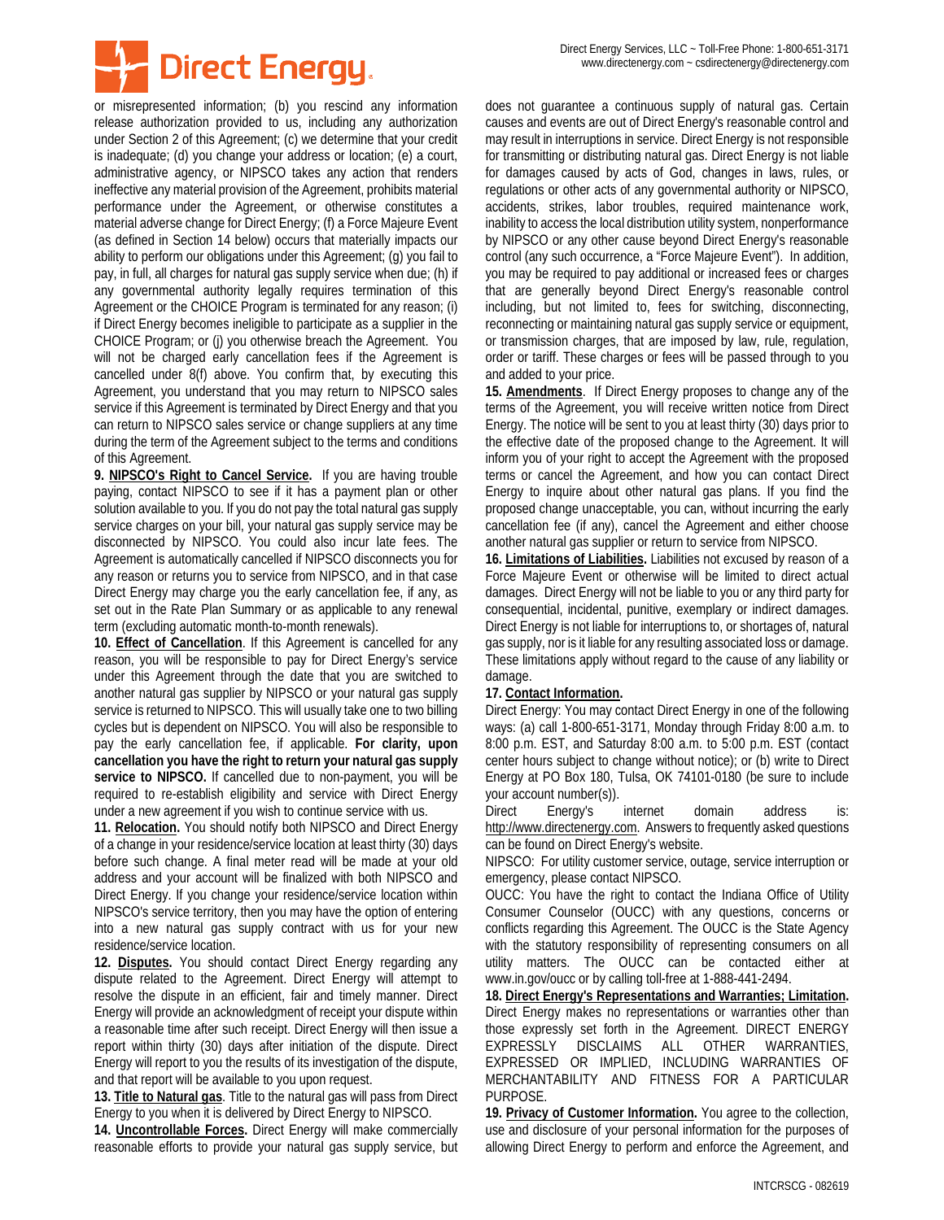or misrepresented information; (b) you rescind any information release authorization provided to us, including any authorization under Section 2 of this Agreement; (c) we determine that your credit is inadequate; (d) you change your address or location; (e) a court, administrative agency, or NIPSCO takes any action that renders ineffective any material provision of the Agreement, prohibits material performance under the Agreement, or otherwise constitutes a material adverse change for Direct Energy; (f) a Force Majeure Event (as defined in Section 14 below) occurs that materially impacts our ability to perform our obligations under this Agreement; (g) you fail to pay, in full, all charges for natural gas supply service when due; (h) if any governmental authority legally requires termination of this Agreement or the CHOICE Program is terminated for any reason; (i) if Direct Energy becomes ineligible to participate as a supplier in the CHOICE Program; or (j) you otherwise breach the Agreement. You will not be charged early cancellation fees if the Agreement is cancelled under 8(f) above. You confirm that, by executing this Agreement, you understand that you may return to NIPSCO sales service if this Agreement is terminated by Direct Energy and that you can return to NIPSCO sales service or change suppliers at any time during the term of the Agreement subject to the terms and conditions of this Agreement.

**9. NIPSCO's Right to Cancel Service.** If you are having trouble paying, contact NIPSCO to see if it has a payment plan or other solution available to you. If you do not pay the total natural gas supply service charges on your bill, your natural gas supply service may be disconnected by NIPSCO. You could also incur late fees. The Agreement is automatically cancelled if NIPSCO disconnects you for any reason or returns you to service from NIPSCO, and in that case Direct Energy may charge you the early cancellation fee, if any, as set out in the Rate Plan Summary or as applicable to any renewal term (excluding automatic month-to-month renewals).

**10. Effect of Cancellation**. If this Agreement is cancelled for any reason, you will be responsible to pay for Direct Energy's service under this Agreement through the date that you are switched to another natural gas supplier by NIPSCO or your natural gas supply service is returned to NIPSCO. This will usually take one to two billing cycles but is dependent on NIPSCO. You will also be responsible to pay the early cancellation fee, if applicable. **For clarity, upon cancellation you have the right to return your natural gas supply service to NIPSCO.** If cancelled due to non-payment, you will be required to re-establish eligibility and service with Direct Energy under a new agreement if you wish to continue service with us.

**11. Relocation.** You should notify both NIPSCO and Direct Energy of a change in your residence/service location at least thirty (30) days before such change. A final meter read will be made at your old address and your account will be finalized with both NIPSCO and Direct Energy. If you change your residence/service location within NIPSCO's service territory, then you may have the option of entering into a new natural gas supply contract with us for your new residence/service location.

**12. Disputes.** You should contact Direct Energy regarding any dispute related to the Agreement. Direct Energy will attempt to resolve the dispute in an efficient, fair and timely manner. Direct Energy will provide an acknowledgment of receipt your dispute within a reasonable time after such receipt. Direct Energy will then issue a report within thirty (30) days after initiation of the dispute. Direct Energy will report to you the results of its investigation of the dispute, and that report will be available to you upon request.

**13. Title to Natural gas**. Title to the natural gas will pass from Direct Energy to you when it is delivered by Direct Energy to NIPSCO.

**14. Uncontrollable Forces.** Direct Energy will make commercially reasonable efforts to provide your natural gas supply service, but does not guarantee a continuous supply of natural gas. Certain causes and events are out of Direct Energy's reasonable control and may result in interruptions in service. Direct Energy is not responsible for transmitting or distributing natural gas. Direct Energy is not liable for damages caused by acts of God, changes in laws, rules, or regulations or other acts of any governmental authority or NIPSCO, accidents, strikes, labor troubles, required maintenance work, inability to access the local distribution utility system, nonperformance by NIPSCO or any other cause beyond Direct Energy's reasonable control (any such occurrence, a "Force Majeure Event"). In addition, you may be required to pay additional or increased fees or charges that are generally beyond Direct Energy's reasonable control including, but not limited to, fees for switching, disconnecting, reconnecting or maintaining natural gas supply service or equipment, or transmission charges, that are imposed by law, rule, regulation, order or tariff. These charges or fees will be passed through to you and added to your price.

**15. Amendments**. If Direct Energy proposes to change any of the terms of the Agreement, you will receive written notice from Direct Energy. The notice will be sent to you at least thirty (30) days prior to the effective date of the proposed change to the Agreement. It will inform you of your right to accept the Agreement with the proposed terms or cancel the Agreement, and how you can contact Direct Energy to inquire about other natural gas plans. If you find the proposed change unacceptable, you can, without incurring the early cancellation fee (if any), cancel the Agreement and either choose another natural gas supplier or return to service from NIPSCO.

**16. Limitations of Liabilities.** Liabilities not excused by reason of a Force Majeure Event or otherwise will be limited to direct actual damages. Direct Energy will not be liable to you or any third party for consequential, incidental, punitive, exemplary or indirect damages. Direct Energy is not liable for interruptions to, or shortages of, natural gas supply, nor is it liable for any resulting associated loss or damage. These limitations apply without regard to the cause of any liability or damage.

**17. Contact Information.**

Direct Energy: You may contact Direct Energy in one of the following ways: (a) call 1-800-651-3171, Monday through Friday 8:00 a.m. to 8:00 p.m. EST, and Saturday 8:00 a.m. to 5:00 p.m. EST (contact center hours subject to change without notice); or (b) write to Direct Energy at PO Box 180, Tulsa, OK 74101-0180 (be sure to include your account number(s)).

Direct Energy's internet domain address is: http://www.directenergy.com. Answers to frequently asked questions can be found on Direct Energy's website.

NIPSCO: For utility customer service, outage, service interruption or emergency, please contact NIPSCO.

OUCC: You have the right to contact the Indiana Office of Utility Consumer Counselor (OUCC) with any questions, concerns or conflicts regarding this Agreement. The OUCC is the State Agency with the statutory responsibility of representing consumers on all utility matters. The OUCC can be contacted either at www.in.gov/oucc or by calling toll-free at 1-888-441-2494.

**18. Direct Energy's Representations and Warranties; Limitation.** Direct Energy makes no representations or warranties other than those expressly set forth in the Agreement. DIRECT ENERGY EXPRESSLY DISCLAIMS ALL OTHER WARRANTIES, EXPRESSED OR IMPLIED, INCLUDING WARRANTIES OF MERCHANTABILITY AND FITNESS FOR A PARTICULAR PURPOSE.

**19. Privacy of Customer Information.** You agree to the collection, use and disclosure of your personal information for the purposes of allowing Direct Energy to perform and enforce the Agreement, and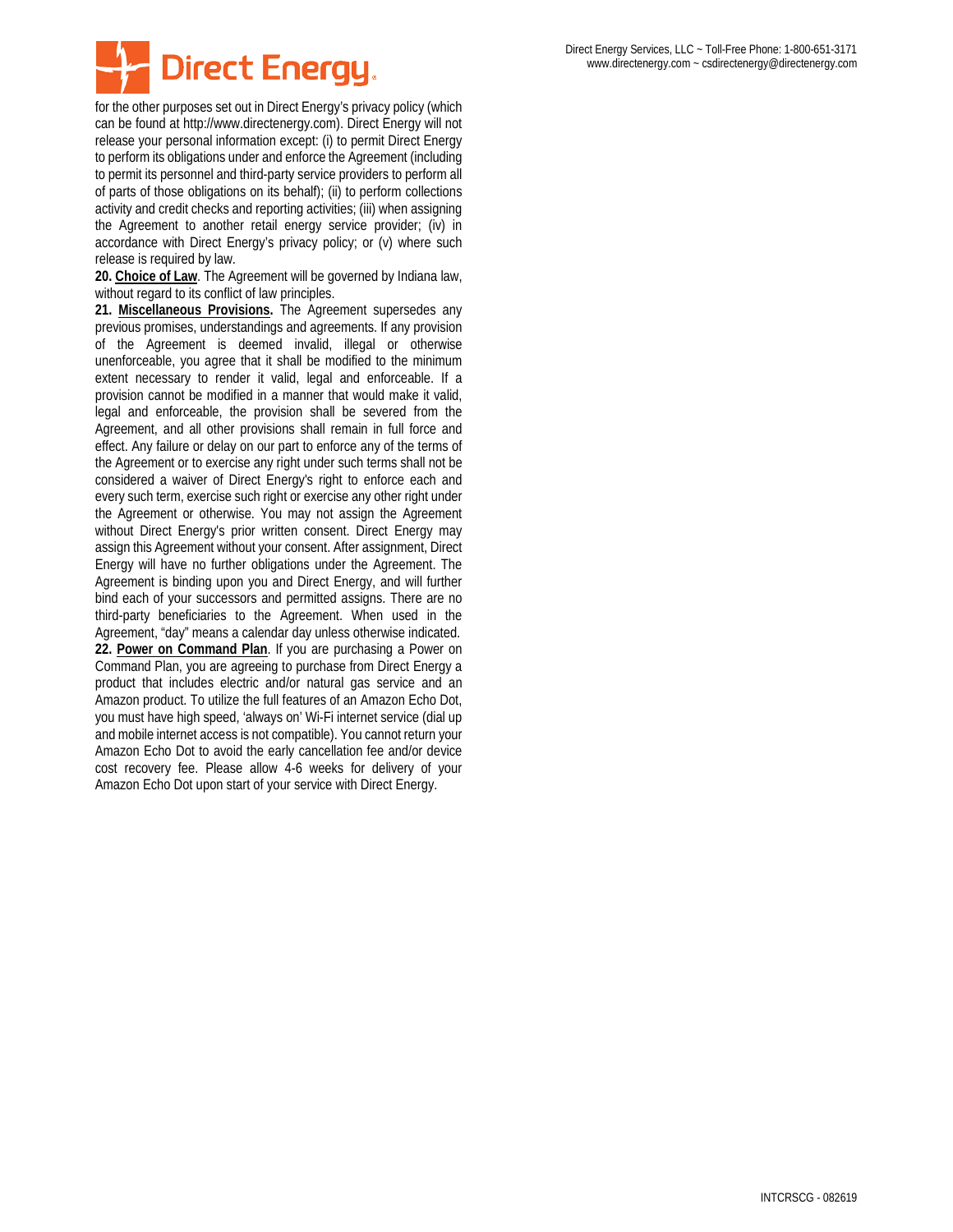for the other purposes set out in Direct Energy's privacy policy (which can be found at http://www.directenergy.com). Direct Energy will not release your personal information except: (i) to permit Direct Energy to perform its obligations under and enforce the Agreement (including to permit its personnel and third-party service providers to perform all of parts of those obligations on its behalf); (ii) to perform collections activity and credit checks and reporting activities; (iii) when assigning the Agreement to another retail energy service provider; (iv) in accordance with Direct Energy's privacy policy; or (v) where such release is required by law.

**20. Choice of Law**. The Agreement will be governed by Indiana law, without regard to its conflict of law principles.

**21. Miscellaneous Provisions.** The Agreement supersedes any previous promises, understandings and agreements. If any provision of the Agreement is deemed invalid, illegal or otherwise unenforceable, you agree that it shall be modified to the minimum extent necessary to render it valid, legal and enforceable. If a provision cannot be modified in a manner that would make it valid, legal and enforceable, the provision shall be severed from the Agreement, and all other provisions shall remain in full force and effect. Any failure or delay on our part to enforce any of the terms of the Agreement or to exercise any right under such terms shall not be considered a waiver of Direct Energy's right to enforce each and every such term, exercise such right or exercise any other right under the Agreement or otherwise. You may not assign the Agreement without Direct Energy's prior written consent. Direct Energy may assign this Agreement without your consent. After assignment, Direct Energy will have no further obligations under the Agreement. The Agreement is binding upon you and Direct Energy, and will further bind each of your successors and permitted assigns. There are no third-party beneficiaries to the Agreement. When used in the Agreement, "day" means a calendar day unless otherwise indicated.

**22. Power on Command Plan**. If you are purchasing a Power on Command Plan, you are agreeing to purchase from Direct Energy a product that includes electric and/or natural gas service and an Amazon product. To utilize the full features of an Amazon Echo Dot, you must have high speed, 'always on' Wi-Fi internet service (dial up and mobile internet access is not compatible). You cannot return your Amazon Echo Dot to avoid the early cancellation fee and/or device cost recovery fee. Please allow 4-6 weeks for delivery of your Amazon Echo Dot upon start of your service with Direct Energy.

INTCRSCG - 082619